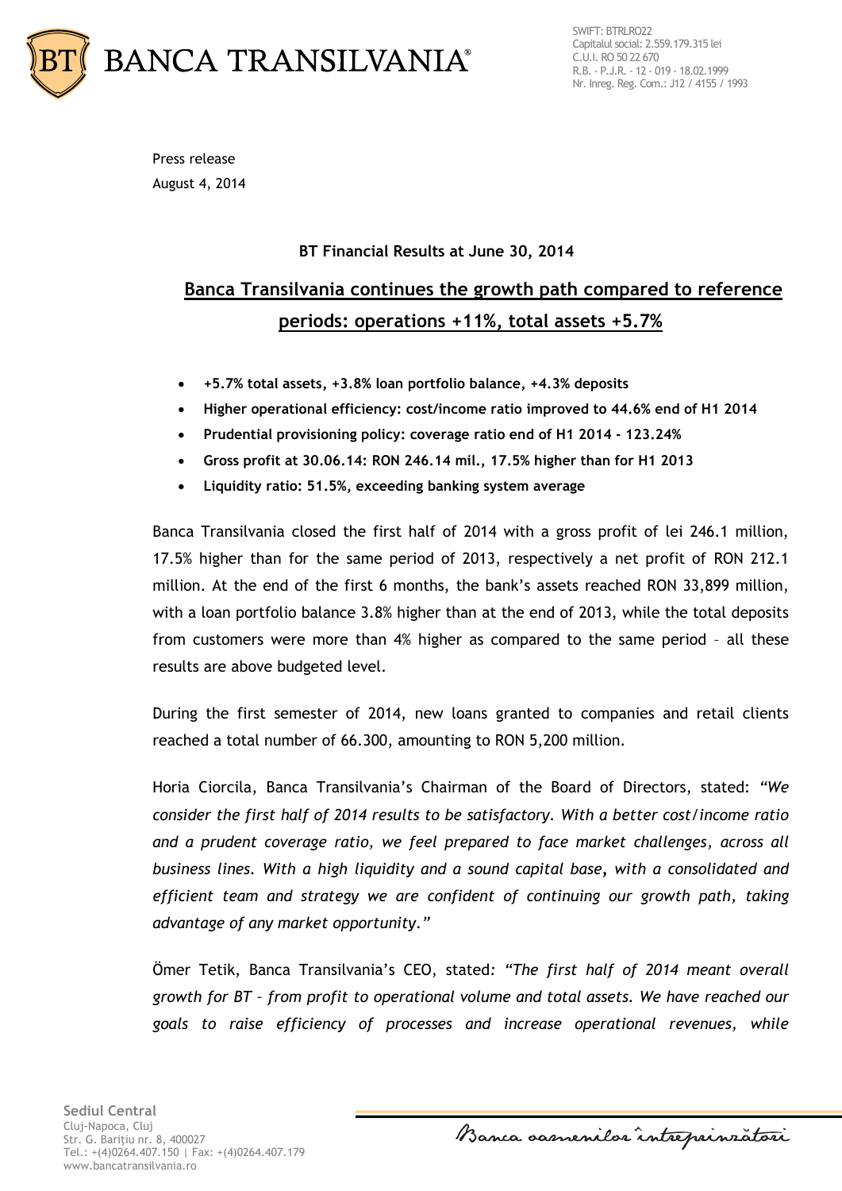Press release

August 4, 2014

**BT Financial Results at June 30, 2014**

## Banca Transilvania continues the growth path compared to reference periods: operations +11%, total assets +5.7%

- **+5.7% total assets, +3.8% loan portfolio balance, +4.3% deposits**
- **Higher operational efficiency: cost/income ratio improved to 44.6% end of H1 2014**
- **Prudential provisioning policy: coverage ratio end of H1 2014 - 123.24%**
- **Gross profit at 30.06.14: RON 246.14 mil., 17.5% higher than for H1 2013**
- **Liquidity ratio: 51.5%, exceeding banking system average**

Banca Transilvania closed the first half of 2014 with a gross profit of lei 246.1 million, 17.5% higher than for the same period of 2013, respectively a net profit of RON 212.1 million. At the end of the first 6 months, the bank's assets reached RON 33,899 million, with a loan portfolio balance 3.8% higher than at the end of 2013, while the total deposits from customers were more than 4% higher as compared to the same period – all these results are above budgeted level.

During the first semester of 2014, new loans granted to companies and retail clients reached a total number of 66.300, amounting to RON 5,200 million.

Horia Ciorcila, Banca Transilvania's Chairman of the Board of Directors, stated: *"We consider the first half of 2014 results to be satisfactory. With a better cost/income ratio and a prudent coverage ratio, we feel prepared to face market challenges, across all business lines. With a high liquidity and a sound capital base, with a consolidated and efficient team and strategy we are confident of continuing our growth path, taking advantage of any market opportunity."*

Ömer Tetik, Banca Transilvania's CEO, stated: *"The first half of 2014 meant overall growth for BT – from profit to operational volume and total assets. We have reached our goals to raise efficiency of processes and increase operational revenues, while*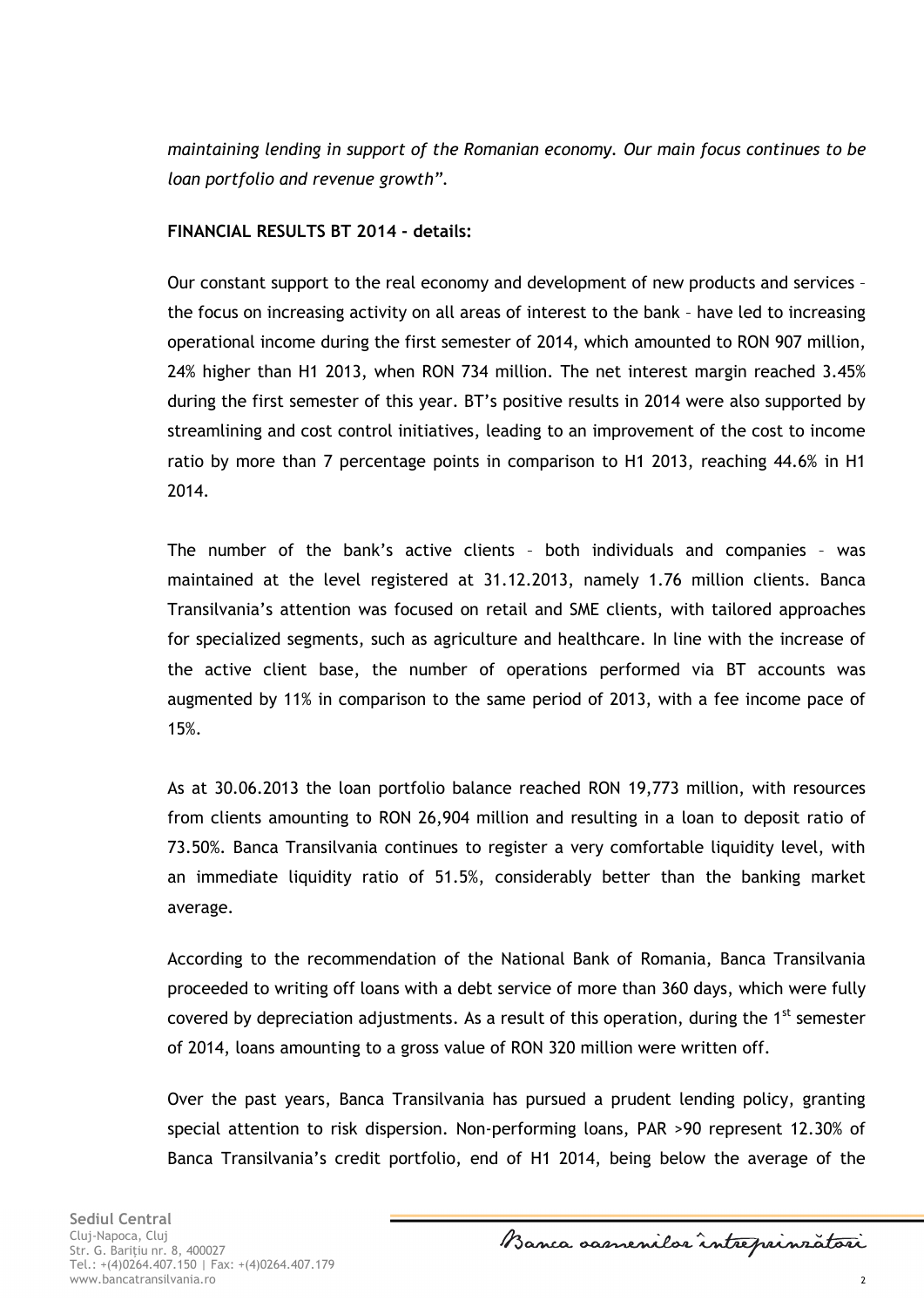*maintaining lending in support of the Romanian economy. Our main focus continues to be loan portfolio and revenue growth".*

**FINANCIAL RESULTS BT 2014 - details:**

Our constant support to the real economy and development of new products and services – the focus on increasing activity on all areas of interest to the bank – have led to increasing operational income during the first semester of 2014, which amounted to RON 907 million, 24% higher than H1 2013, when RON 734 million. The net interest margin reached 3.45% during the first semester of this year. BT's positive results in 2014 were also supported by streamlining and cost control initiatives, leading to an improvement of the cost to income ratio by more than 7 percentage points in comparison to H1 2013, reaching 44.6% in H1 2014.

The number of the bank's active clients – both individuals and companies – was maintained at the level registered at 31.12.2013, namely 1.76 million clients. Banca Transilvania's attention was focused on retail and SME clients, with tailored approaches for specialized segments, such as agriculture and healthcare. In line with the increase of the active client base, the number of operations performed via BT accounts was augmented by 11% in comparison to the same period of 2013, with a fee income pace of 15%.

As at 30.06.2013 the loan portfolio balance reached RON 19,773 million, with resources from clients amounting to RON 26,904 million and resulting in a loan to deposit ratio of 73.50%. Banca Transilvania continues to register a very comfortable liquidity level, with an immediate liquidity ratio of 51.5%, considerably better than the banking market average.

According to the recommendation of the National Bank of Romania, Banca Transilvania proceeded to writing off loans with a debt service of more than 360 days, which were fully covered by depreciation adjustments. As a result of this operation, during the 1st semester of 2014, loans amounting to a gross value of RON 320 million were written off.

Over the past years, Banca Transilvania has pursued a prudent lending policy, granting special attention to risk dispersion. Non-performing loans, PAR >90 represent 12.30% of Banca Transilvania's credit portfolio, end of H1 2014, being below the average of the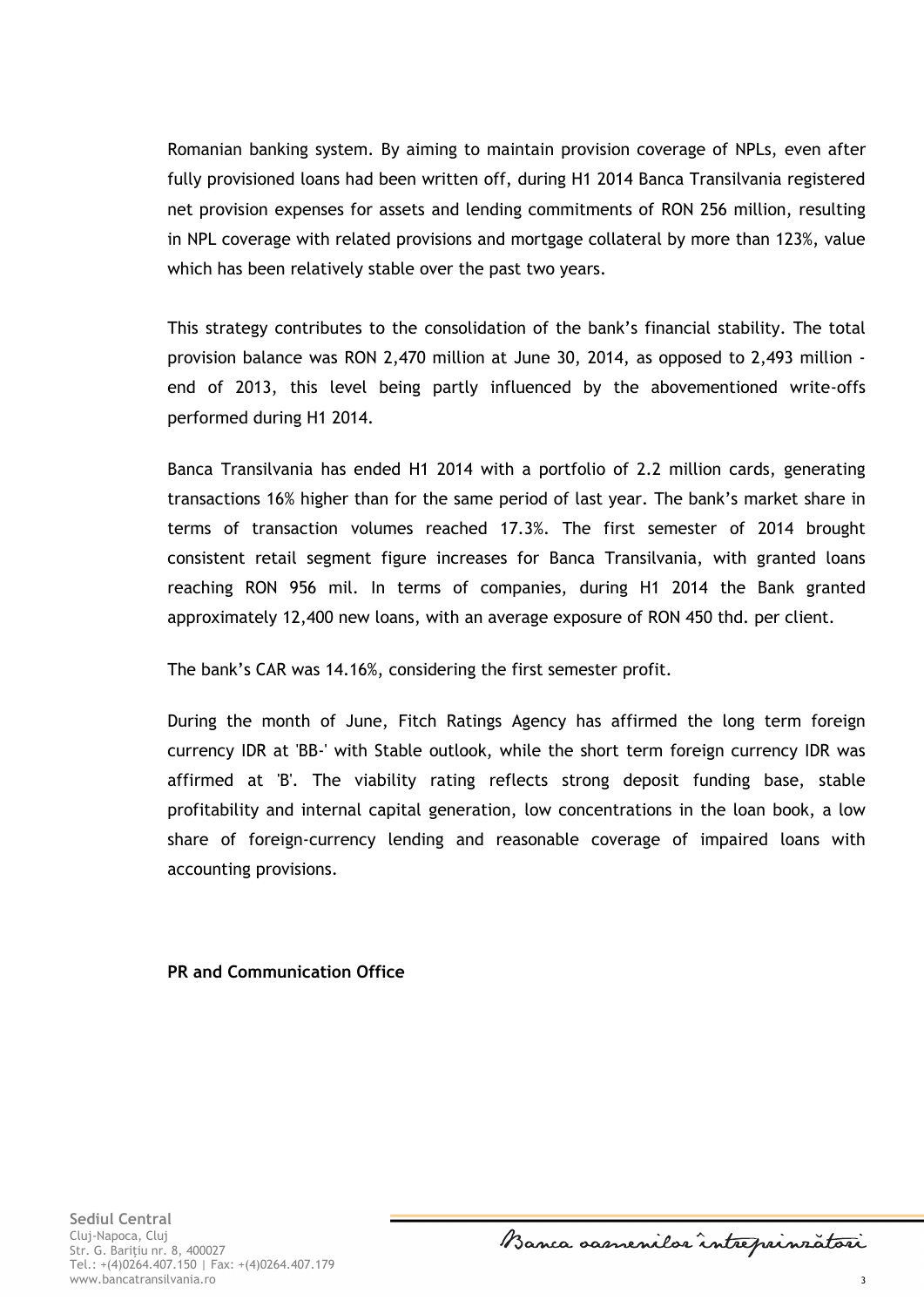Romanian banking system. By aiming to maintain provision coverage of NPLs, even after fully provisioned loans had been written off, during H1 2014 Banca Transilvania registered net provision expenses for assets and lending commitments of RON 256 million, resulting in NPL coverage with related provisions and mortgage collateral by more than 123%, value which has been relatively stable over the past two years.

This strategy contributes to the consolidation of the bank's financial stability. The total provision balance was RON 2,470 million at June 30, 2014, as opposed to 2,493 million - end of 2013, this level being partly influenced by the abovementioned write-offs performed during H1 2014.

Banca Transilvania has ended H1 2014 with a portfolio of 2.2 million cards, generating transactions 16% higher than for the same period of last year. The bank's market share in terms of transaction volumes reached 17.3%. The first semester of 2014 brought consistent retail segment figure increases for Banca Transilvania, with granted loans reaching RON 956 mil. In terms of companies, during H1 2014 the Bank granted approximately 12,400 new loans, with an average exposure of RON 450 thd. per client.

The bank's CAR was 14.16%, considering the first semester profit.

During the month of June, Fitch Ratings Agency has affirmed the long term foreign currency IDR at 'BB-' with Stable outlook, while the short term foreign currency IDR was affirmed at 'B'. The viability rating reflects strong deposit funding base, stable profitability and internal capital generation, low concentrations in the loan book, a low share of foreign-currency lending and reasonable coverage of impaired loans with accounting provisions.

**PR and Communication Office**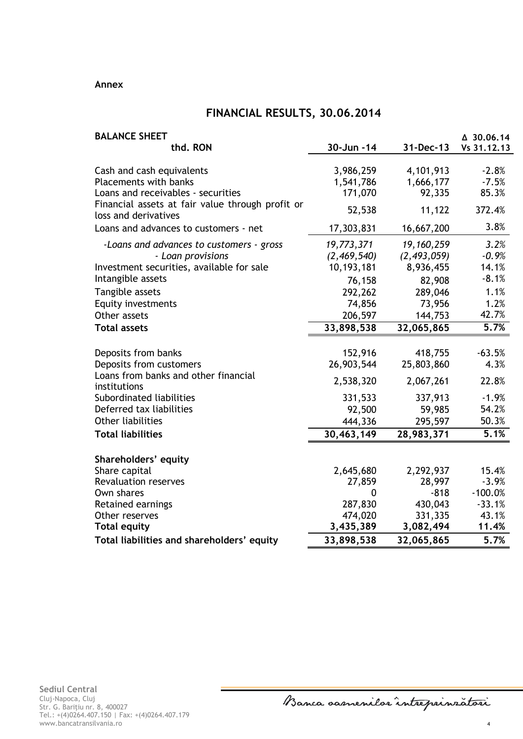**Annex**

## FINANCIAL RESULTS, 30.06.2014

| **BALANCE SHEET** thd. RON | 30-Jun -14 | 31-Dec-13 | Δ 30.06.14 Vs 31.12.13 |
|---|---|---|---|
| Cash and cash equivalents | 3,986,259 | 4,101,913 | -2.8% |
| Placements with banks | 1,541,786 | 1,666,177 | -7.5% |
| Loans and receivables - securities | 171,070 | 92,335 | 85.3% |
| Financial assets at fair value through profit or loss and derivatives | 52,538 | 11,122 | 372.4% |
| Loans and advances to customers - net | 17,303,831 | 16,667,200 | 3.8% |
| *-Loans and advances to customers - gross* | *19,773,371* | *19,160,259* | *3.2%* |
| *- Loan provisions* | *(2,469,540)* | *(2,493,059)* | *-0.9%* |
| Investment securities, available for sale | 10,193,181 | 8,936,455 | 14.1% |
| Intangible assets | 76,158 | 82,908 | -8.1% |
| Tangible assets | 292,262 | 289,046 | 1.1% |
| Equity investments | 74,856 | 73,956 | 1.2% |
| Other assets | 206,597 | 144,753 | 42.7% |
| **Total assets** | **33,898,538** | **32,065,865** | **5.7%** |
| | | | |
| Deposits from banks | 152,916 | 418,755 | -63.5% |
| Deposits from customers | 26,903,544 | 25,803,860 | 4.3% |
| Loans from banks and other financial institutions | 2,538,320 | 2,067,261 | 22.8% |
| Subordinated liabilities | 331,533 | 337,913 | -1.9% |
| Deferred tax liabilities | 92,500 | 59,985 | 54.2% |
| Other liabilities | 444,336 | 295,597 | 50.3% |
| **Total liabilities** | **30,463,149** | **28,983,371** | **5.1%** |
| | | | |
| **Shareholders' equity** | | | |
| Share capital | 2,645,680 | 2,292,937 | 15.4% |
| Revaluation reserves | 27,859 | 28,997 | -3.9% |
| Own shares | 0 | -818 | -100.0% |
| Retained earnings | 287,830 | 430,043 | -33.1% |
| Other reserves | 474,020 | 331,335 | 43.1% |
| **Total equity** | **3,435,389** | **3,082,494** | **11.4%** |
| **Total liabilities and shareholders' equity** | **33,898,538** | **32,065,865** | **5.7%** |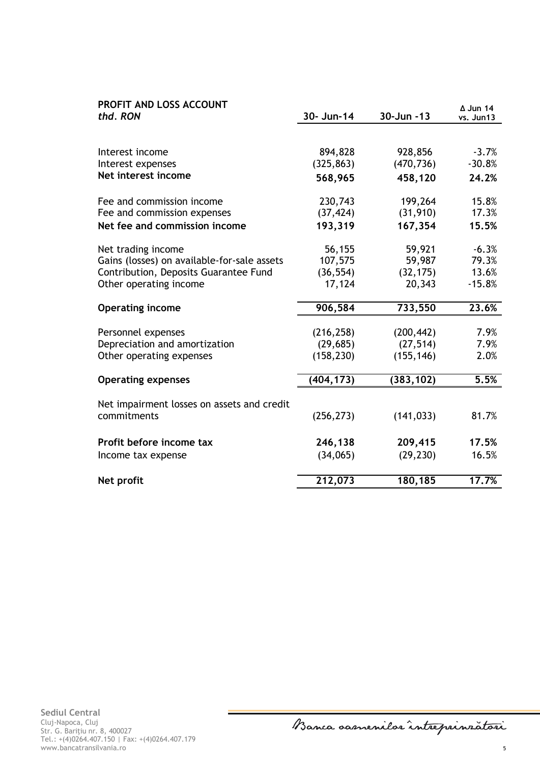| PROFIT AND LOSS ACCOUNT *thd. RON* | 30- Jun-14 | 30-Jun -13 | Δ Jun 14 vs. Jun13 |
|---|---|---|---|
| Interest income | 894,828 | 928,856 | -3.7% |
| Interest expenses | (325,863) | (470,736) | -30.8% |
| **Net interest income** | **568,965** | **458,120** | **24.2%** |
| Fee and commission income | 230,743 | 199,264 | 15.8% |
| Fee and commission expenses | (37,424) | (31,910) | 17.3% |
| **Net fee and commission income** | **193,319** | **167,354** | **15.5%** |
| Net trading income | 56,155 | 59,921 | -6.3% |
| Gains (losses) on available-for-sale assets | 107,575 | 59,987 | 79.3% |
| Contribution, Deposits Guarantee Fund | (36,554) | (32,175) | 13.6% |
| Other operating income | 17,124 | 20,343 | -15.8% |
| **Operating income** | **906,584** | **733,550** | **23.6%** |
| Personnel expenses | (216,258) | (200,442) | 7.9% |
| Depreciation and amortization | (29,685) | (27,514) | 7.9% |
| Other operating expenses | (158,230) | (155,146) | 2.0% |
| **Operating expenses** | **(404,173)** | **(383,102)** | **5.5%** |
| Net impairment losses on assets and credit commitments | (256,273) | (141,033) | 81.7% |
| **Profit before income tax** | **246,138** | **209,415** | **17.5%** |
| Income tax expense | (34,065) | (29,230) | 16.5% |
| **Net profit** | **212,073** | **180,185** | **17.7%** |

**Sediul Central**
Cluj-Napoca, Cluj
Str. G. Barițiu nr. 8, 400027
Tel.: +(4)0264.407.150 | Fax: +(4)0264.407.179
www.bancatransilvania.ro

Banca oamenilor întreprinzători